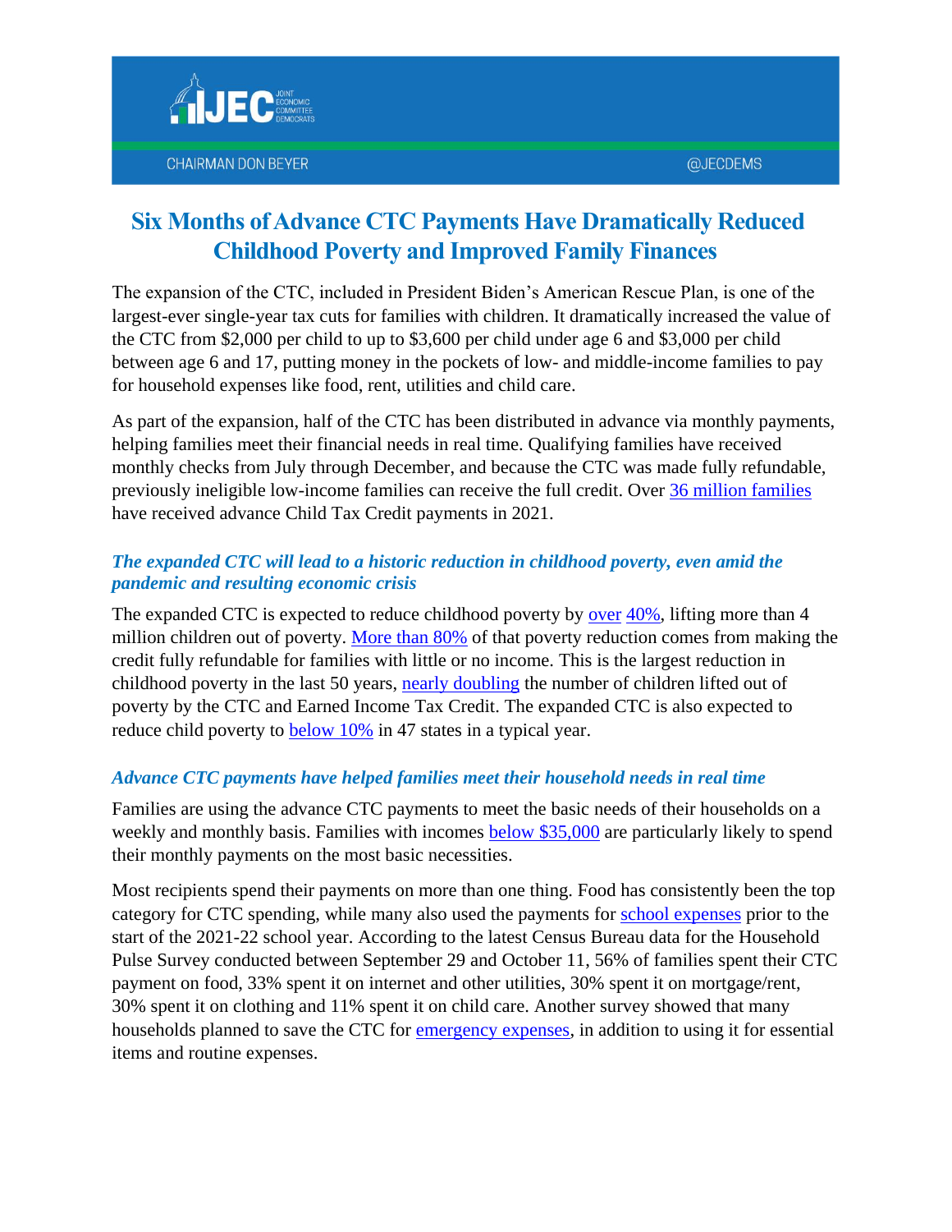JEC Joint Economic Committee Democrats

CHAIRMAN DON BEYER

@JECDEMS

# Six Months of Advance CTC Payments Have Dramatically Reduced Childhood Poverty and Improved Family Finances

The expansion of the CTC, included in President Biden's American Rescue Plan, is one of the largest-ever single-year tax cuts for families with children. It dramatically increased the value of the CTC from $2,000 per child to up to $3,600 per child under age 6 and $3,000 per child between age 6 and 17, putting money in the pockets of low- and middle-income families to pay for household expenses like food, rent, utilities and child care.

As part of the expansion, half of the CTC has been distributed in advance via monthly payments, helping families meet their financial needs in real time. Qualifying families have received monthly checks from July through December, and because the CTC was made fully refundable, previously ineligible low-income families can receive the full credit. Over 36 million families have received advance Child Tax Credit payments in 2021.

### *The expanded CTC will lead to a historic reduction in childhood poverty, even amid the pandemic and resulting economic crisis*

The expanded CTC is expected to reduce childhood poverty by over 40%, lifting more than 4 million children out of poverty. More than 80% of that poverty reduction comes from making the credit fully refundable for families with little or no income. This is the largest reduction in childhood poverty in the last 50 years, nearly doubling the number of children lifted out of poverty by the CTC and Earned Income Tax Credit. The expanded CTC is also expected to reduce child poverty to below 10% in 47 states in a typical year.

### *Advance CTC payments have helped families meet their household needs in real time*

Families are using the advance CTC payments to meet the basic needs of their households on a weekly and monthly basis. Families with incomes below $35,000 are particularly likely to spend their monthly payments on the most basic necessities.

Most recipients spend their payments on more than one thing. Food has consistently been the top category for CTC spending, while many also used the payments for school expenses prior to the start of the 2021-22 school year. According to the latest Census Bureau data for the Household Pulse Survey conducted between September 29 and October 11, 56% of families spent their CTC payment on food, 33% spent it on internet and other utilities, 30% spent it on mortgage/rent, 30% spent it on clothing and 11% spent it on child care. Another survey showed that many households planned to save the CTC for emergency expenses, in addition to using it for essential items and routine expenses.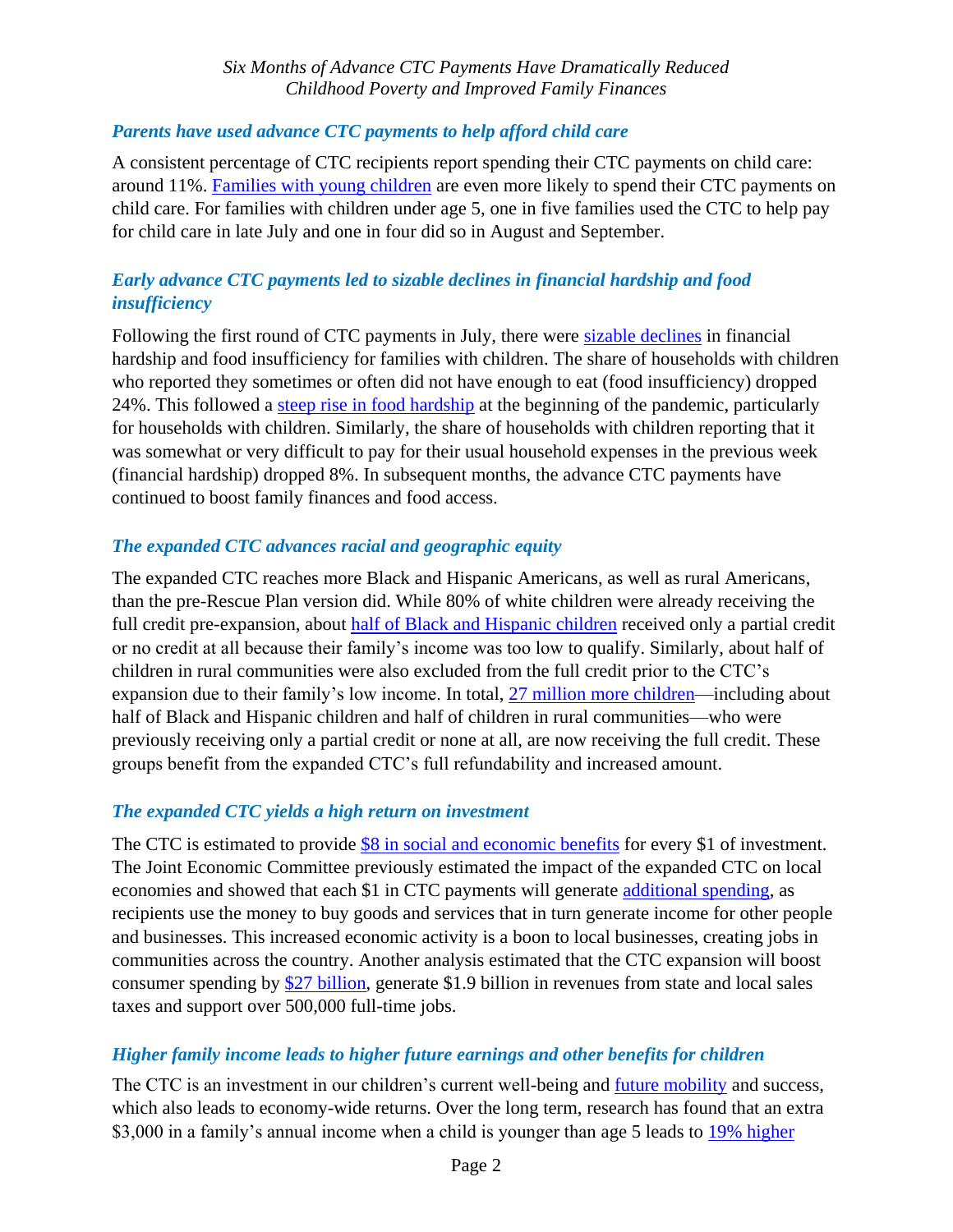### *Parents have used advance CTC payments to help afford child care*

A consistent percentage of CTC recipients report spending their CTC payments on child care: around 11%. Families with young children are even more likely to spend their CTC payments on child care. For families with children under age 5, one in five families used the CTC to help pay for child care in late July and one in four did so in August and September.

### *Early advance CTC payments led to sizable declines in financial hardship and food insufficiency*

Following the first round of CTC payments in July, there were sizable declines in financial hardship and food insufficiency for families with children. The share of households with children who reported they sometimes or often did not have enough to eat (food insufficiency) dropped 24%. This followed a steep rise in food hardship at the beginning of the pandemic, particularly for households with children. Similarly, the share of households with children reporting that it was somewhat or very difficult to pay for their usual household expenses in the previous week (financial hardship) dropped 8%. In subsequent months, the advance CTC payments have continued to boost family finances and food access.

### *The expanded CTC advances racial and geographic equity*

The expanded CTC reaches more Black and Hispanic Americans, as well as rural Americans, than the pre-Rescue Plan version did. While 80% of white children were already receiving the full credit pre-expansion, about half of Black and Hispanic children received only a partial credit or no credit at all because their family's income was too low to qualify. Similarly, about half of children in rural communities were also excluded from the full credit prior to the CTC's expansion due to their family's low income. In total, 27 million more children—including about half of Black and Hispanic children and half of children in rural communities—who were previously receiving only a partial credit or none at all, are now receiving the full credit. These groups benefit from the expanded CTC's full refundability and increased amount.

### *The expanded CTC yields a high return on investment*

The CTC is estimated to provide $8 in social and economic benefits for every $1 of investment. The Joint Economic Committee previously estimated the impact of the expanded CTC on local economies and showed that each $1 in CTC payments will generate additional spending, as recipients use the money to buy goods and services that in turn generate income for other people and businesses. This increased economic activity is a boon to local businesses, creating jobs in communities across the country. Another analysis estimated that the CTC expansion will boost consumer spending by $27 billion, generate $1.9 billion in revenues from state and local sales taxes and support over 500,000 full-time jobs.

### *Higher family income leads to higher future earnings and other benefits for children*

The CTC is an investment in our children's current well-being and future mobility and success, which also leads to economy-wide returns. Over the long term, research has found that an extra $3,000 in a family's annual income when a child is younger than age 5 leads to 19% higher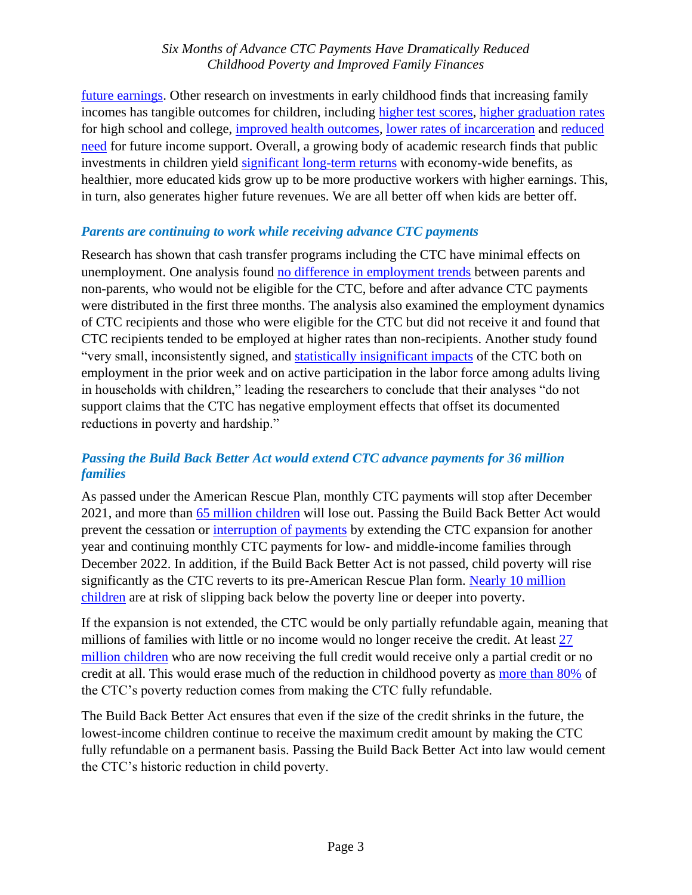future earnings. Other research on investments in early childhood finds that increasing family incomes has tangible outcomes for children, including higher test scores, higher graduation rates for high school and college, improved health outcomes, lower rates of incarceration and reduced need for future income support. Overall, a growing body of academic research finds that public investments in children yield significant long-term returns with economy-wide benefits, as healthier, more educated kids grow up to be more productive workers with higher earnings. This, in turn, also generates higher future revenues. We are all better off when kids are better off.

### *Parents are continuing to work while receiving advance CTC payments*

Research has shown that cash transfer programs including the CTC have minimal effects on unemployment. One analysis found no difference in employment trends between parents and non-parents, who would not be eligible for the CTC, before and after advance CTC payments were distributed in the first three months. The analysis also examined the employment dynamics of CTC recipients and those who were eligible for the CTC but did not receive it and found that CTC recipients tended to be employed at higher rates than non-recipients. Another study found "very small, inconsistently signed, and statistically insignificant impacts of the CTC both on employment in the prior week and on active participation in the labor force among adults living in households with children," leading the researchers to conclude that their analyses "do not support claims that the CTC has negative employment effects that offset its documented reductions in poverty and hardship."

### *Passing the Build Back Better Act would extend CTC advance payments for 36 million families*

As passed under the American Rescue Plan, monthly CTC payments will stop after December 2021, and more than 65 million children will lose out. Passing the Build Back Better Act would prevent the cessation or interruption of payments by extending the CTC expansion for another year and continuing monthly CTC payments for low- and middle-income families through December 2022. In addition, if the Build Back Better Act is not passed, child poverty will rise significantly as the CTC reverts to its pre-American Rescue Plan form. Nearly 10 million children are at risk of slipping back below the poverty line or deeper into poverty.

If the expansion is not extended, the CTC would be only partially refundable again, meaning that millions of families with little or no income would no longer receive the credit. At least 27 million children who are now receiving the full credit would receive only a partial credit or no credit at all. This would erase much of the reduction in childhood poverty as more than 80% of the CTC's poverty reduction comes from making the CTC fully refundable.

The Build Back Better Act ensures that even if the size of the credit shrinks in the future, the lowest-income children continue to receive the maximum credit amount by making the CTC fully refundable on a permanent basis. Passing the Build Back Better Act into law would cement the CTC's historic reduction in child poverty.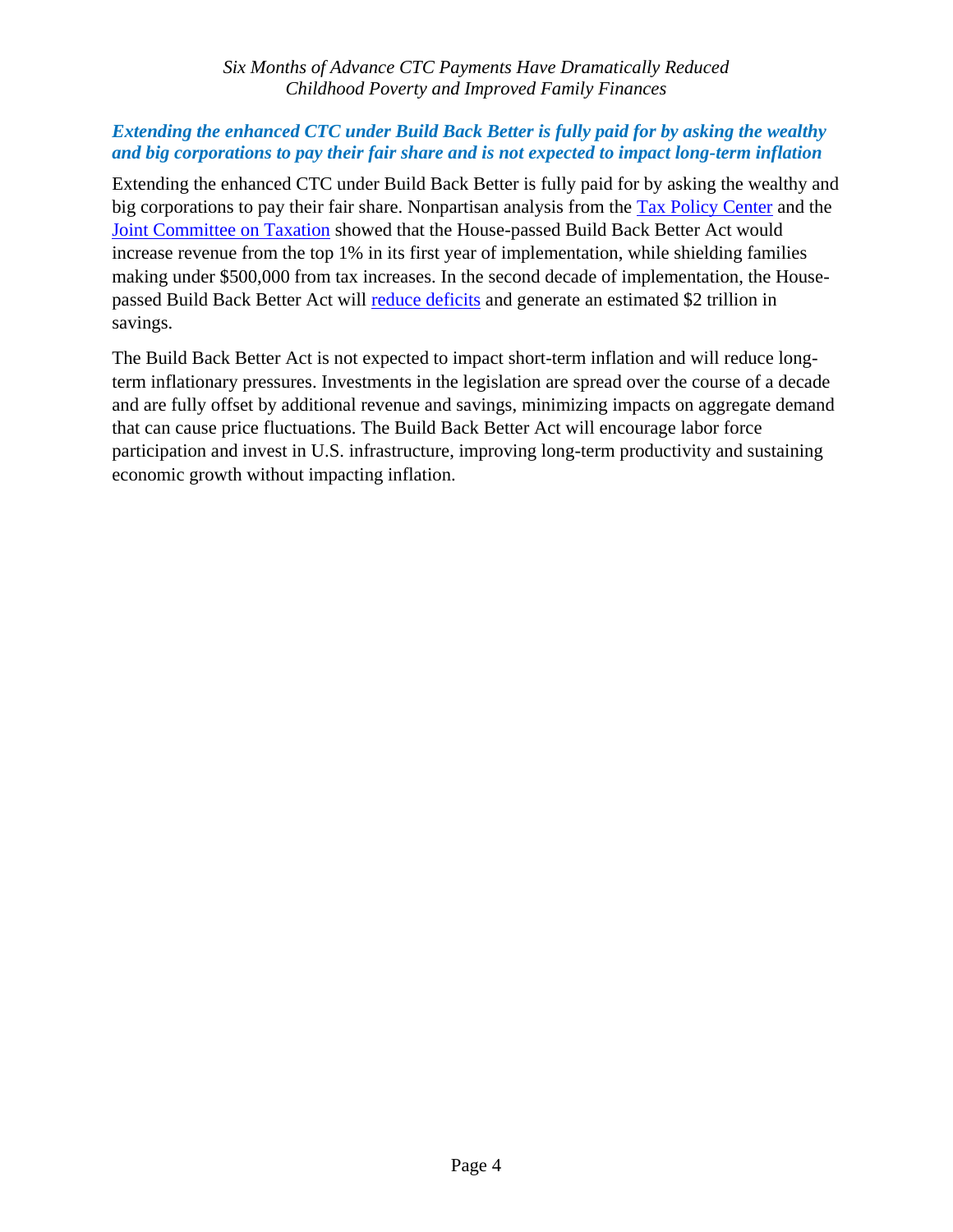### *Extending the enhanced CTC under Build Back Better is fully paid for by asking the wealthy and big corporations to pay their fair share and is not expected to impact long-term inflation*

Extending the enhanced CTC under Build Back Better is fully paid for by asking the wealthy and big corporations to pay their fair share. Nonpartisan analysis from the Tax Policy Center and the Joint Committee on Taxation showed that the House-passed Build Back Better Act would increase revenue from the top 1% in its first year of implementation, while shielding families making under $500,000 from tax increases. In the second decade of implementation, the House-passed Build Back Better Act will reduce deficits and generate an estimated $2 trillion in savings.

The Build Back Better Act is not expected to impact short-term inflation and will reduce long-term inflationary pressures. Investments in the legislation are spread over the course of a decade and are fully offset by additional revenue and savings, minimizing impacts on aggregate demand that can cause price fluctuations. The Build Back Better Act will encourage labor force participation and invest in U.S. infrastructure, improving long-term productivity and sustaining economic growth without impacting inflation.